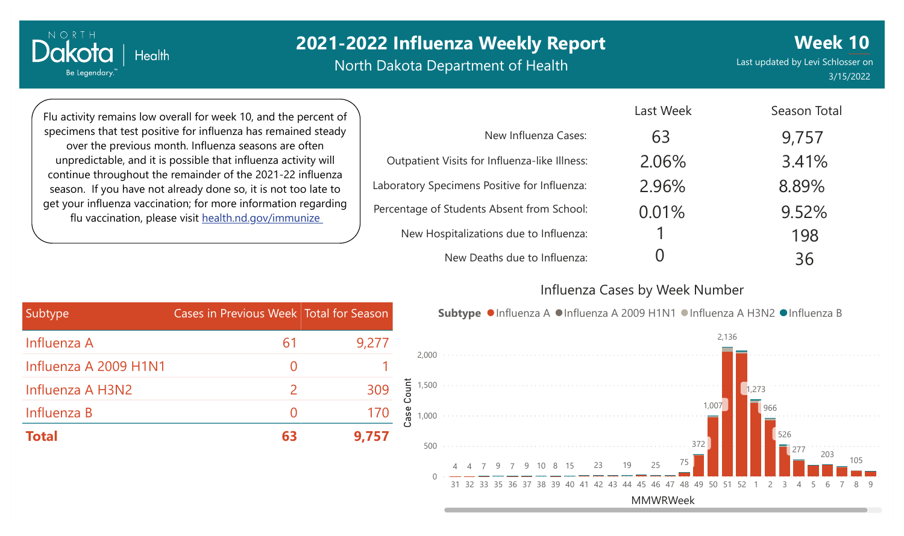# 2021-2022 Influenza Weekly Report

North Dakota Department of Health

**Week 10**

Last updated by Levi Schlosser on 3/15/2022

Flu activity remains low overall for week 10, and the percent of specimens that test positive for influenza has remained steady over the previous month. Influenza seasons are often unpredictable, and it is possible that influenza activity will continue throughout the remainder of the 2021-22 influenza season. If you have not already done so, it is not too late to get your influenza vaccination; for more information regarding flu vaccination, please visit [health.nd.gov/immunize](health.nd.gov/immunize)

| | Last Week | Season Total |
|---|---|---|
| New Influenza Cases: | 63 | 9,757 |
| Outpatient Visits for Influenza-like Illness: | 2.06% | 3.41% |
| Laboratory Specimens Positive for Influenza: | 2.96% | 8.89% |
| Percentage of Students Absent from School: | 0.01% | 9.52% |
| New Hospitalizations due to Influenza: | 1 | 198 |
| New Deaths due to Influenza: | 0 | 36 |

| Subtype | Cases in Previous Week | Total for Season |
|---|---|---|
| Influenza A | 61 | 9,277 |
| Influenza A 2009 H1N1 | 0 | 1 |
| Influenza A H3N2 | 2 | 309 |
| Influenza B | 0 | 170 |
| **Total** | **63** | **9,757** |

## Influenza Cases by Week Number

Subtype: Influenza A, Influenza A 2009 H1N1, Influenza A H3N2, Influenza B

| MMWRWeek | 31 | 32 | 33 | 35 | 36 | 37 | 38 | 39 | 40 | 41 | 42 | 43 | 44 | 45 | 46 | 47 | 48 | 49 | 50 | 51 | 52 | 1 | 2 | 3 | 4 | 5 | 6 | 7 | 8 | 9 |
|---|---|---|---|---|---|---|---|---|---|---|---|---|---|---|---|---|---|---|---|---|---|---|---|---|---|---|---|---|---|---|
| Case Count | 4 | 4 | 7 | 9 | 7 | 9 | 10 | 8 | 15 | | 23 | | 19 | | 25 | | 75 | 372 | 1,007 | 2,136 | | 1,273 | 966 | 526 | 277 | | 203 | | 105 | |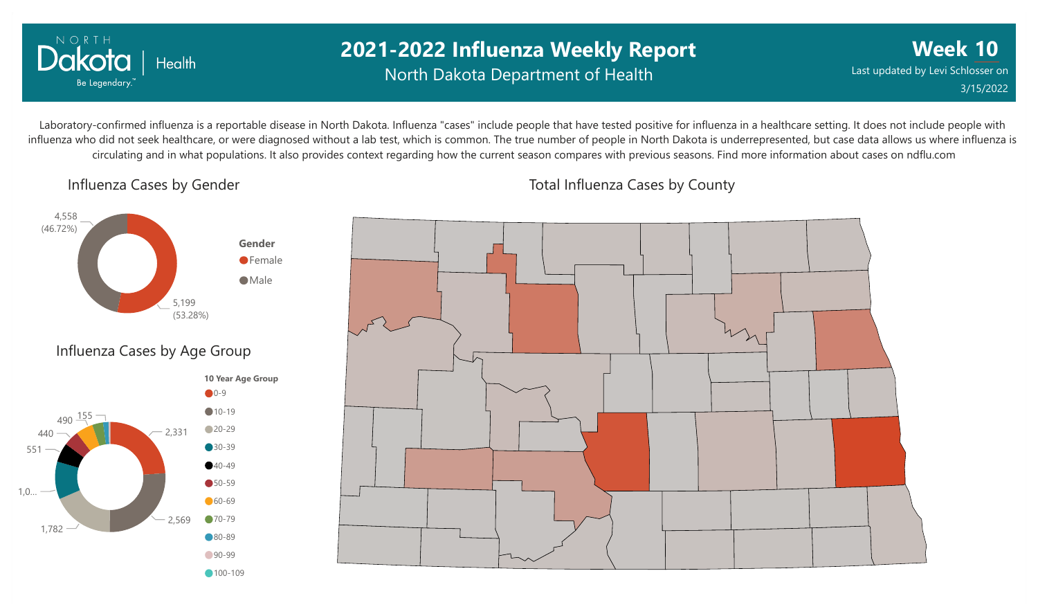# 2021-2022 Influenza Weekly Report

North Dakota Department of Health

**Week 10**

Last updated by Levi Schlosser on 3/15/2022

Laboratory-confirmed influenza is a reportable disease in North Dakota. Influenza "cases" include people that have tested positive for influenza in a healthcare setting. It does not include people with influenza who did not seek healthcare, or were diagnosed without a lab test, which is common. The true number of people in North Dakota is underrepresented, but case data allows us where influenza is circulating and in what populations. It also provides context regarding how the current season compares with previous seasons. Find more information about cases on ndflu.com

## Influenza Cases by Gender

| Gender | Cases | Percent |
|---|---|---|
| Female | 5,199 | 53.28% |
| Male | 4,558 | 46.72% |

## Influenza Cases by Age Group

| 10 Year Age Group | Cases |
|---|---|
| 0-9 | 2,331 |
| 10-19 | 2,569 |
| 20-29 | 1,782 |
| 30-39 | 1,0... |
| 40-49 | 551 |
| 50-59 | 440 |
| 60-69 | 490 |
| 70-79 | 155 |
| 80-89 | |
| 90-99 | |
| 100-109 | |

## Total Influenza Cases by County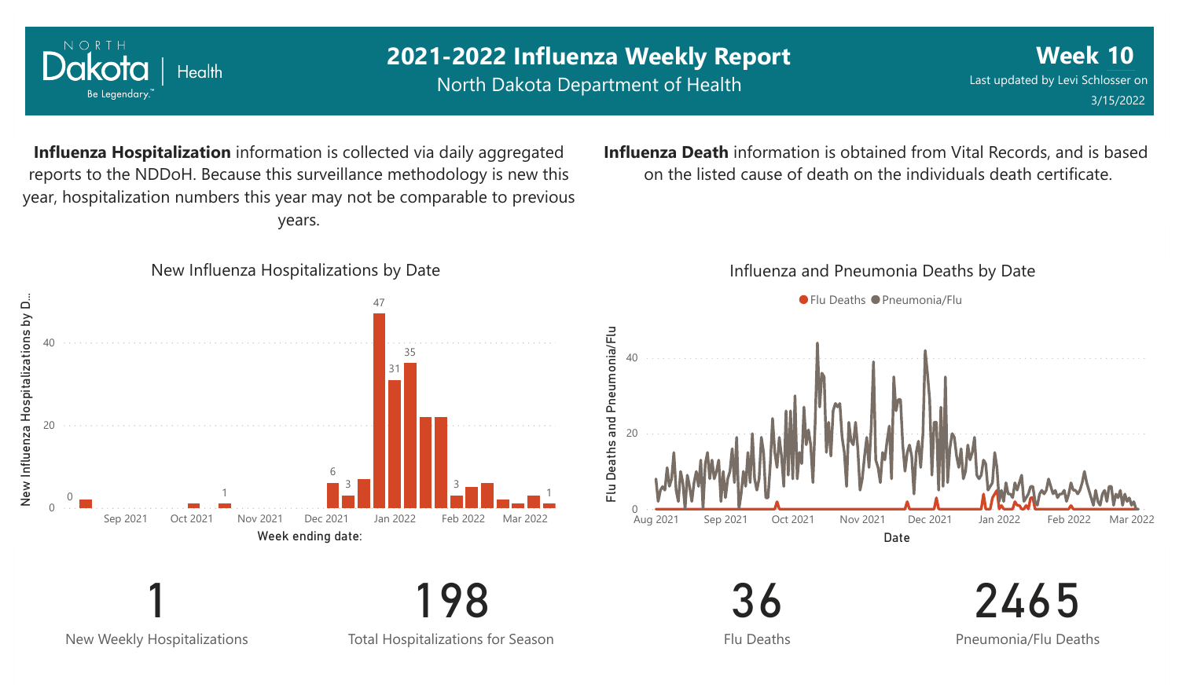# 2021-2022 Influenza Weekly Report

North Dakota Department of Health

**Week 10**

Last updated by Levi Schlosser on 3/15/2022

**Influenza Hospitalization** information is collected via daily aggregated reports to the NDDoH. Because this surveillance methodology is new this year, hospitalization numbers this year may not be comparable to previous years.

**Influenza Death** information is obtained from Vital Records, and is based on the listed cause of death on the individuals death certificate.

## New Influenza Hospitalizations by Date

## Influenza and Pneumonia Deaths by Date

| Metric | Value |
|---|---|
| New Weekly Hospitalizations | 1 |
| Total Hospitalizations for Season | 198 |
| Flu Deaths | 36 |
| Pneumonia/Flu Deaths | 2465 |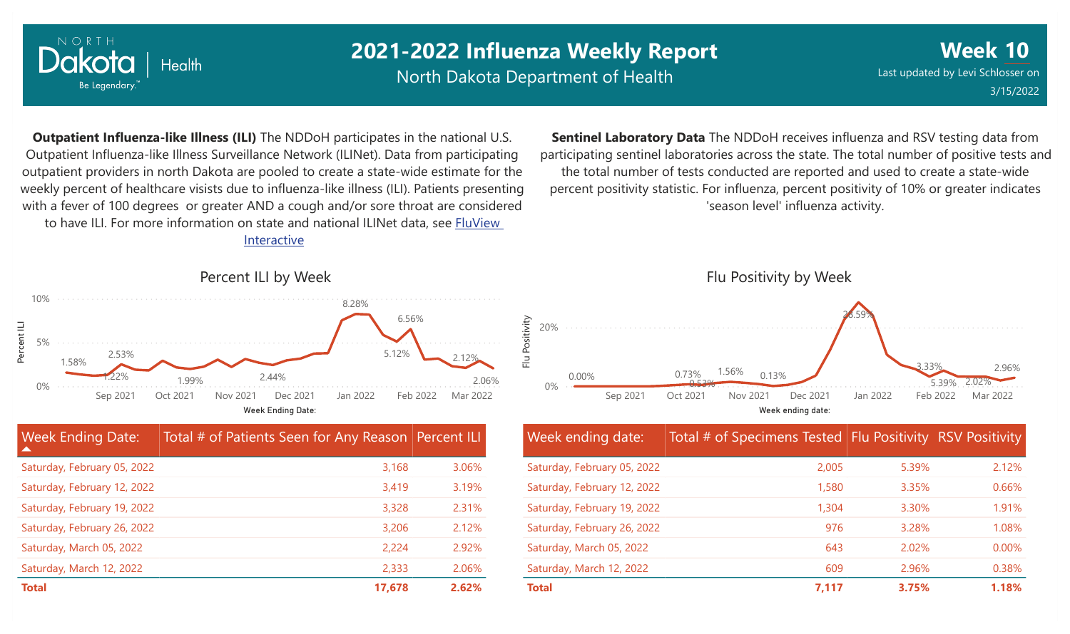# 2021-2022 Influenza Weekly Report

North Dakota Department of Health

**Week 10**

Last updated by Levi Schlosser on 3/15/2022

**Outpatient Influenza-like Illness (ILI)** The NDDoH participates in the national U.S. Outpatient Influenza-like Illness Surveillance Network (ILINet). Data from participating outpatient providers in north Dakota are pooled to create a state-wide estimate for the weekly percent of healthcare visists due to influenza-like illness (ILI). Patients presenting with a fever of 100 degrees or greater AND a cough and/or sore throat are considered to have ILI. For more information on state and national ILINet data, see [FluView Interactive](FluView Interactive)

**Sentinel Laboratory Data** The NDDoH receives influenza and RSV testing data from participating sentinel laboratories across the state. The total number of positive tests and the total number of tests conducted are reported and used to create a state-wide percent positivity statistic. For influenza, percent positivity of 10% or greater indicates 'season level' influenza activity.

## Percent ILI by Week

| Week Ending Date: | Total # of Patients Seen for Any Reason | Percent ILI |
|---|---|---|
| Saturday, February 05, 2022 | 3,168 | 3.06% |
| Saturday, February 12, 2022 | 3,419 | 3.19% |
| Saturday, February 19, 2022 | 3,328 | 2.31% |
| Saturday, February 26, 2022 | 3,206 | 2.12% |
| Saturday, March 05, 2022 | 2,224 | 2.92% |
| Saturday, March 12, 2022 | 2,333 | 2.06% |
| **Total** | **17,678** | **2.62%** |

## Flu Positivity by Week

| Week ending date: | Total # of Specimens Tested | Flu Positivity | RSV Positivity |
|---|---|---|---|
| Saturday, February 05, 2022 | 2,005 | 5.39% | 2.12% |
| Saturday, February 12, 2022 | 1,580 | 3.35% | 0.66% |
| Saturday, February 19, 2022 | 1,304 | 3.30% | 1.91% |
| Saturday, February 26, 2022 | 976 | 3.28% | 1.08% |
| Saturday, March 05, 2022 | 643 | 2.02% | 0.00% |
| Saturday, March 12, 2022 | 609 | 2.96% | 0.38% |
| **Total** | **7,117** | **3.75%** | **1.18%** |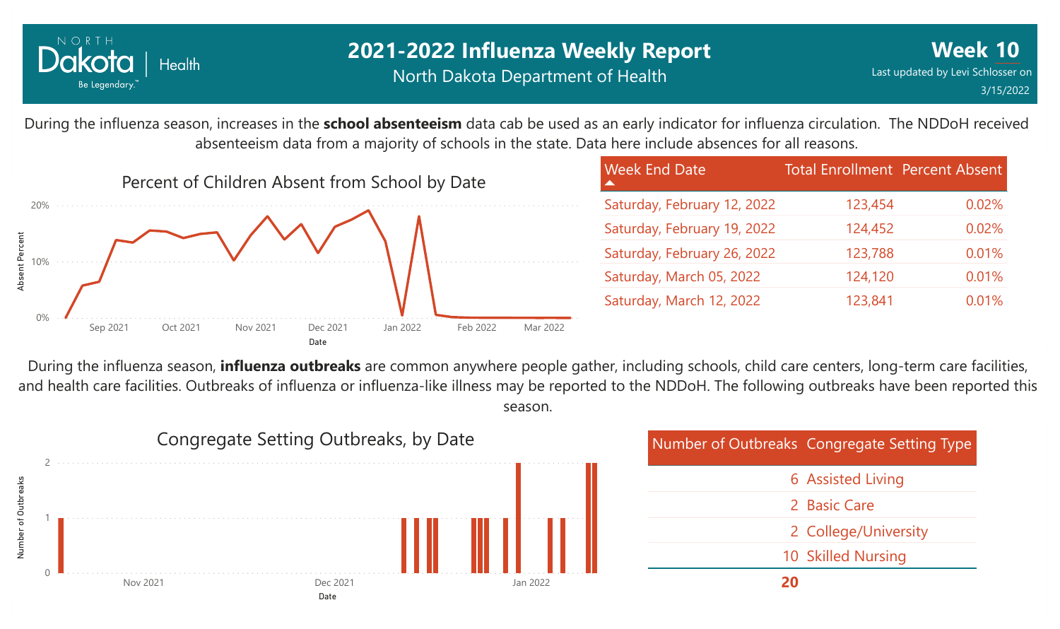# 2021-2022 Influenza Weekly Report

North Dakota Department of Health

**Week 10**

Last updated by Levi Schlosser on 3/15/2022

During the influenza season, increases in the **school absenteeism** data cab be used as an early indicator for influenza circulation. The NDDoH received absenteeism data from a majority of schools in the state. Data here include absences for all reasons.

Percent of Children Absent from School by Date

| Week End Date | Total Enrollment | Percent Absent |
|---|---|---|
| Saturday, February 12, 2022 | 123,454 | 0.02% |
| Saturday, February 19, 2022 | 124,452 | 0.02% |
| Saturday, February 26, 2022 | 123,788 | 0.01% |
| Saturday, March 05, 2022 | 124,120 | 0.01% |
| Saturday, March 12, 2022 | 123,841 | 0.01% |

During the influenza season, **influenza outbreaks** are common anywhere people gather, including schools, child care centers, long-term care facilities, and health care facilities. Outbreaks of influenza or influenza-like illness may be reported to the NDDoH. The following outbreaks have been reported this season.

Congregate Setting Outbreaks, by Date

| Number of Outbreaks | Congregate Setting Type |
|---|---|
| 6 | Assisted Living |
| 2 | Basic Care |
| 2 | College/University |
| 10 | Skilled Nursing |
| **20** | |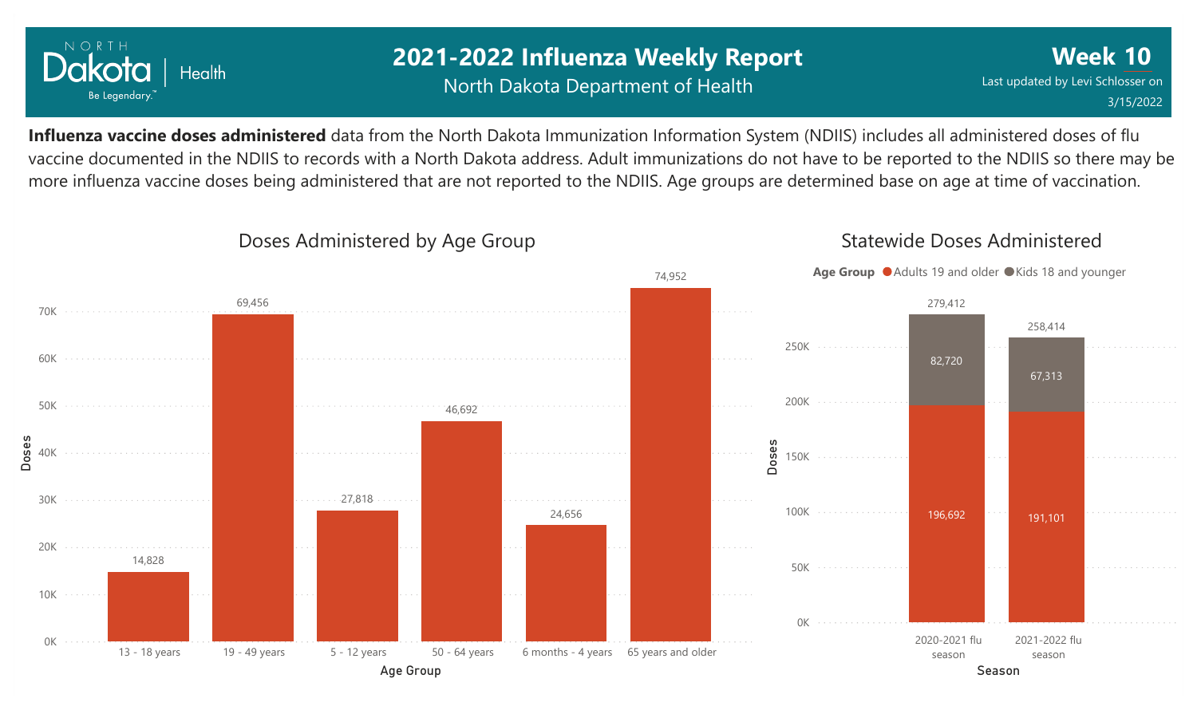# 2021-2022 Influenza Weekly Report

North Dakota Department of Health

**Week 10**

Last updated by Levi Schlosser on 3/15/2022

**Influenza vaccine doses administered** data from the North Dakota Immunization Information System (NDIIS) includes all administered doses of flu vaccine documented in the NDIIS to records with a North Dakota address. Adult immunizations do not have to be reported to the NDIIS so there may be more influenza vaccine doses being administered that are not reported to the NDIIS. Age groups are determined base on age at time of vaccination.

## Doses Administered by Age Group

| Age Group | Doses |
|---|---|
| 13 - 18 years | 14,828 |
| 19 - 49 years | 69,456 |
| 5 - 12 years | 27,818 |
| 50 - 64 years | 46,692 |
| 6 months - 4 years | 24,656 |
| 65 years and older | 74,952 |

## Statewide Doses Administered

| Season | Adults 19 and older | Kids 18 and younger | Total |
|---|---|---|---|
| 2020-2021 flu season | 196,692 | 82,720 | 279,412 |
| 2021-2022 flu season | 191,101 | 67,313 | 258,414 |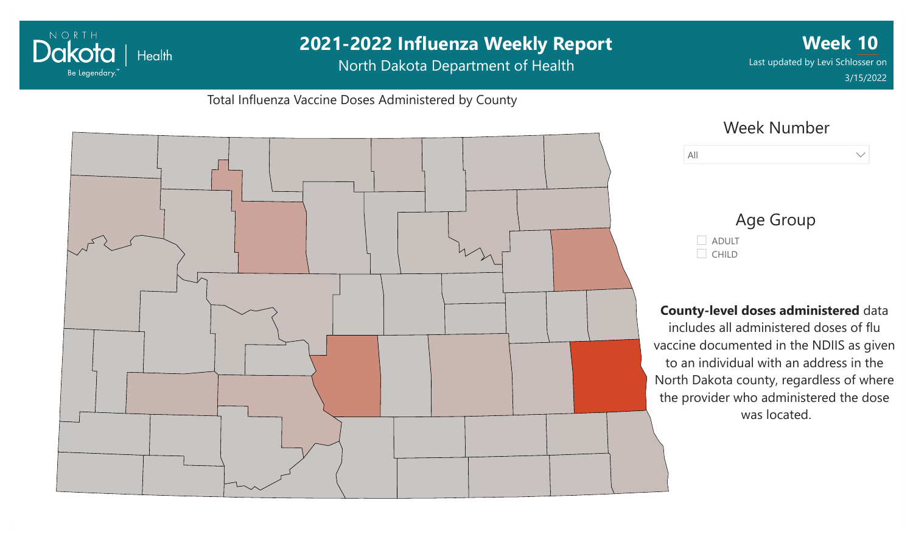# 2021-2022 Influenza Weekly Report

North Dakota Department of Health

**Week 10**

Last updated by Levi Schlosser on 3/15/2022

Total Influenza Vaccine Doses Administered by County

Week Number

All

Age Group

- ADULT
- CHILD

**County-level doses administered** data includes all administered doses of flu vaccine documented in the NDIIS as given to an individual with an address in the North Dakota county, regardless of where the provider who administered the dose was located.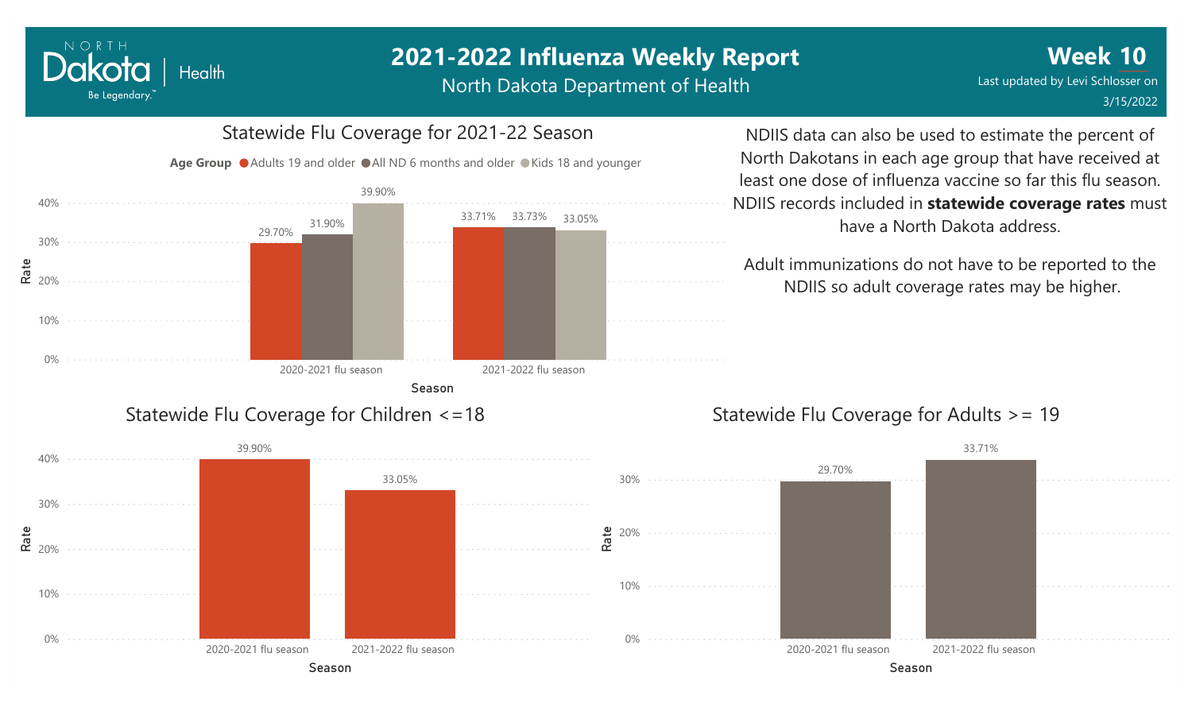# 2021-2022 Influenza Weekly Report

North Dakota Department of Health

**Week 10**

Last updated by Levi Schlosser on 3/15/2022

## Statewide Flu Coverage for 2021-22 Season

| Season | Adults 19 and older | All ND 6 months and older | Kids 18 and younger |
|---|---|---|---|
| 2020-2021 flu season | 29.70% | 31.90% | 39.90% |
| 2021-2022 flu season | 33.71% | 33.73% | 33.05% |

NDIIS data can also be used to estimate the percent of North Dakotans in each age group that have received at least one dose of influenza vaccine so far this flu season. NDIIS records included in **statewide coverage rates** must have a North Dakota address.

Adult immunizations do not have to be reported to the NDIIS so adult coverage rates may be higher.

## Statewide Flu Coverage for Children <=18

| Season | Rate |
|---|---|
| 2020-2021 flu season | 39.90% |
| 2021-2022 flu season | 33.05% |

## Statewide Flu Coverage for Adults >= 19

| Season | Rate |
|---|---|
| 2020-2021 flu season | 29.70% |
| 2021-2022 flu season | 33.71% |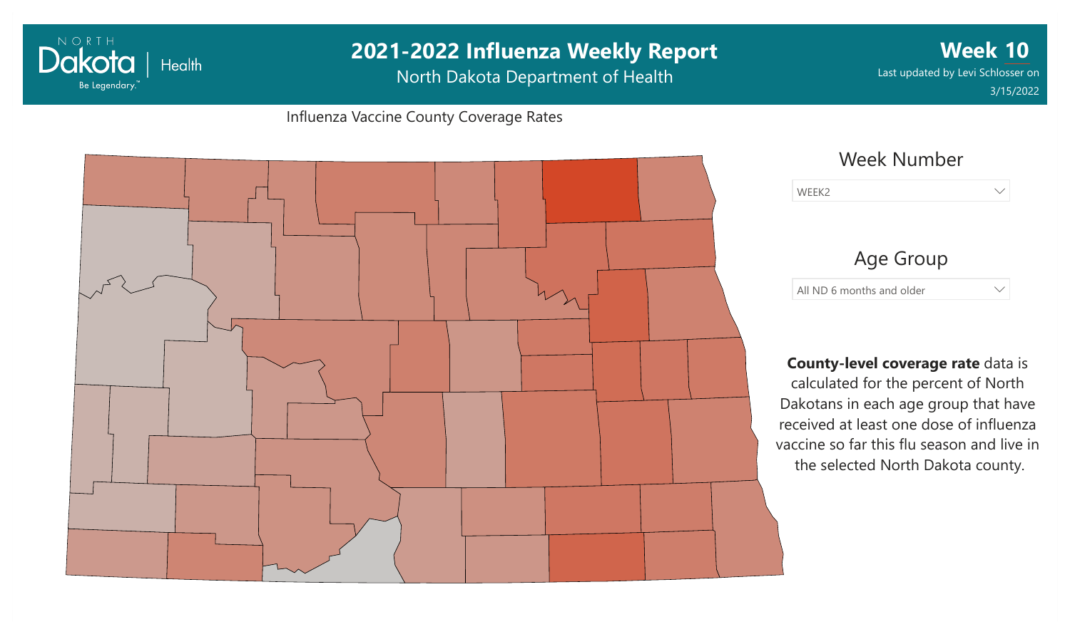NORTH Dakota | Health

Be Legendary.

# 2021-2022 Influenza Weekly Report

North Dakota Department of Health

**Week 10**

Last updated by Levi Schlosser on 3/15/2022

Influenza Vaccine County Coverage Rates

## Week Number

WEEK2

## Age Group

All ND 6 months and older

**County-level coverage rate** data is calculated for the percent of North Dakotans in each age group that have received at least one dose of influenza vaccine so far this flu season and live in the selected North Dakota county.